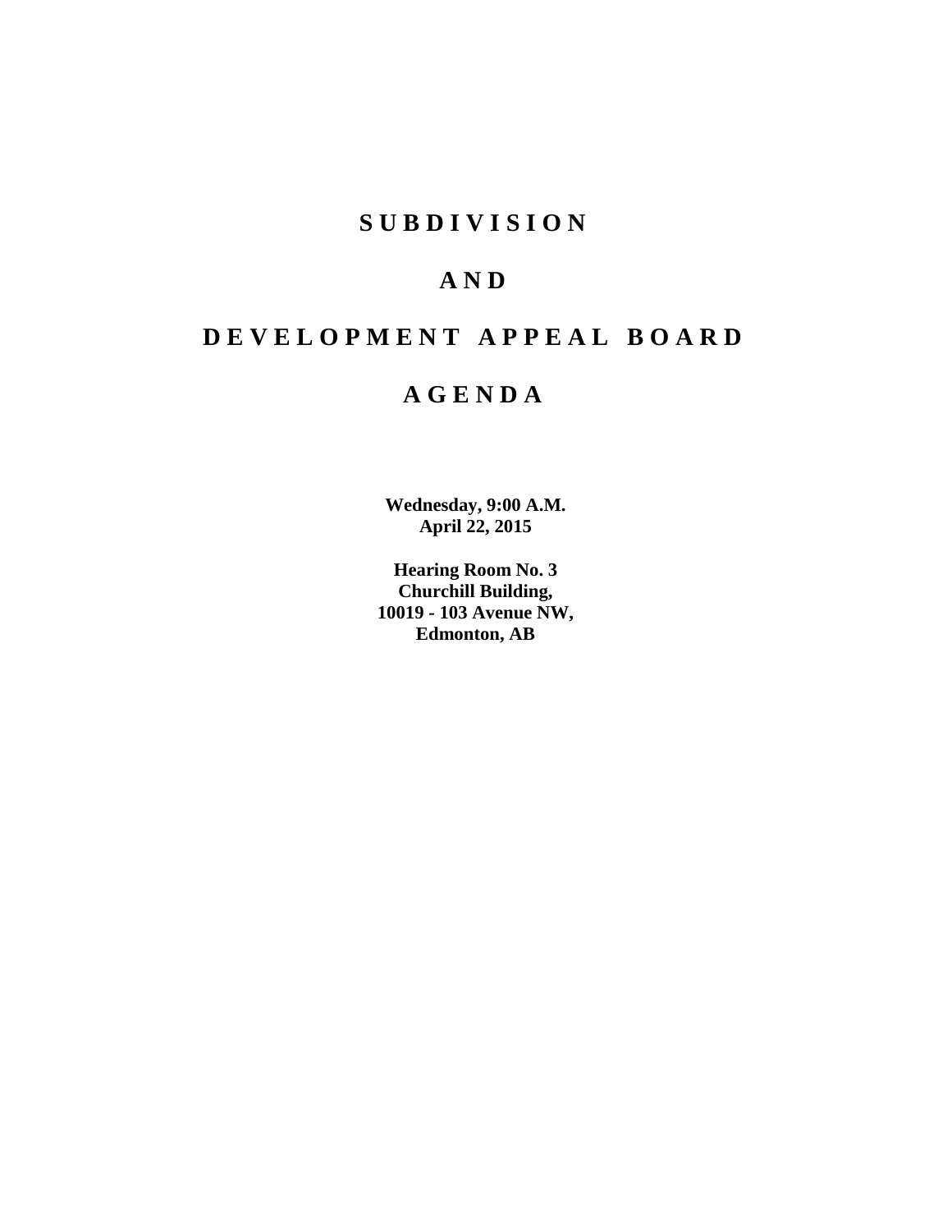# SUBDIVISION

# AND

# DEVELOPMENT APPEAL BOARD

# AGENDA

**Wednesday, 9:00 A.M.**
**April 22, 2015**

**Hearing Room No. 3**
**Churchill Building,**
**10019 - 103 Avenue NW,**
**Edmonton, AB**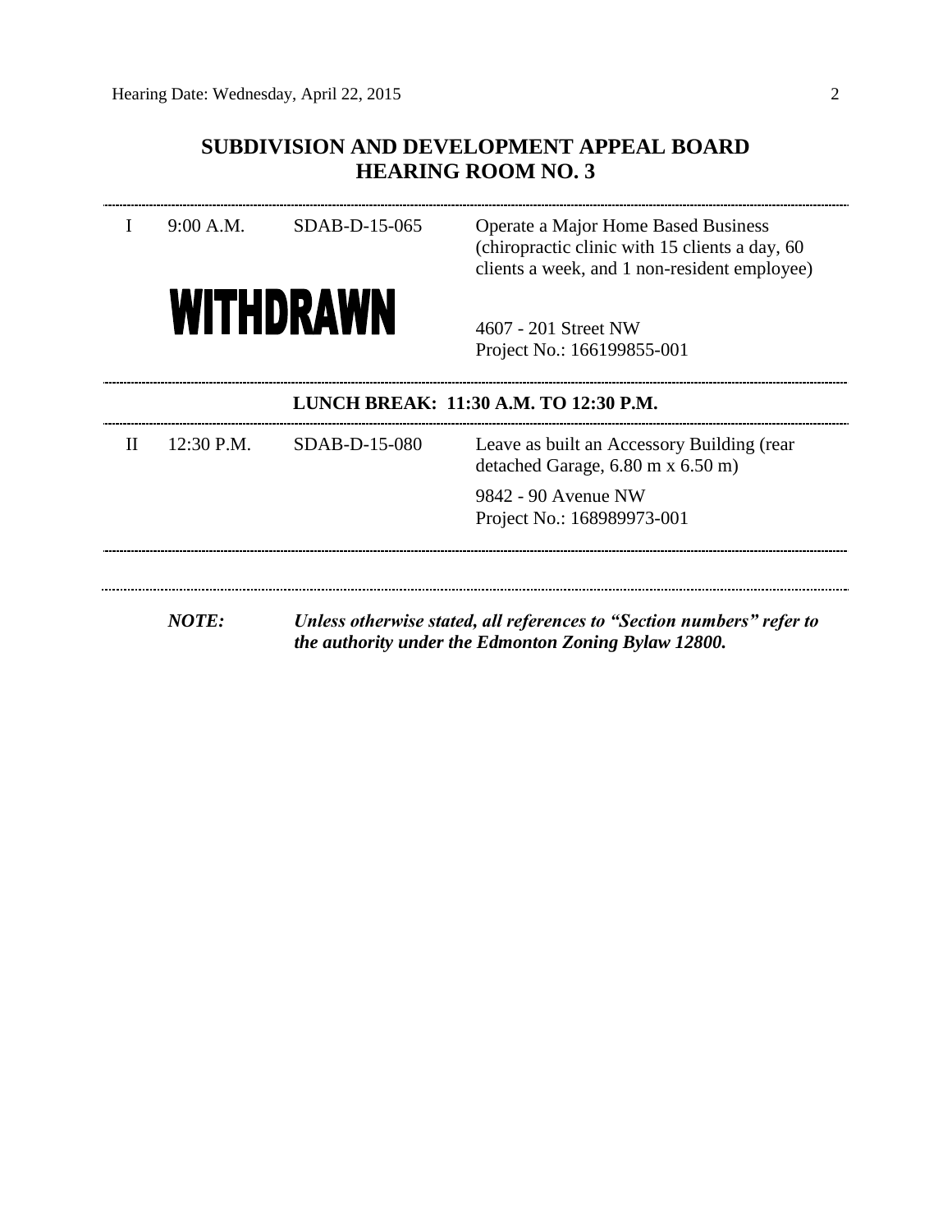## SUBDIVISION AND DEVELOPMENT APPEAL BOARD
## HEARING ROOM NO. 3

| | | | |
|---|---|---|---|
| I | 9:00 A.M. | SDAB-D-15-065 | Operate a Major Home Based Business (chiropractic clinic with 15 clients a day, 60 clients a week, and 1 non-resident employee) |
| | **WITHDRAWN** | | 4607 - 201 Street NW<br>Project No.: 166199855-001 |

**LUNCH BREAK: 11:30 A.M. TO 12:30 P.M.**

| | | | |
|---|---|---|---|
| II | 12:30 P.M. | SDAB-D-15-080 | Leave as built an Accessory Building (rear detached Garage, 6.80 m x 6.50 m)<br><br>9842 - 90 Avenue NW<br>Project No.: 168989973-001 |

***NOTE:*** ***Unless otherwise stated, all references to "Section numbers" refer to the authority under the Edmonton Zoning Bylaw 12800.***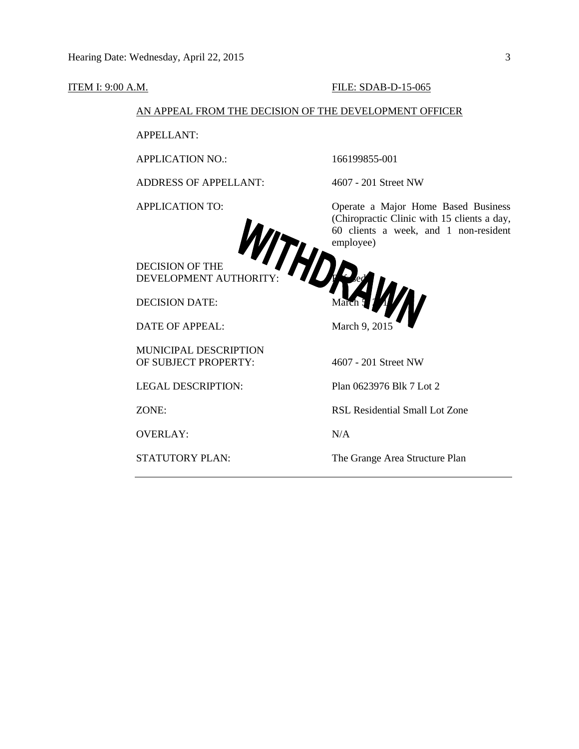ITEM I: 9:00 A.M. FILE: SDAB-D-15-065

AN APPEAL FROM THE DECISION OF THE DEVELOPMENT OFFICER

WITHDRAWN

| | |
|---|---|
| APPELLANT: | |
| APPLICATION NO.: | 166199855-001 |
| ADDRESS OF APPELLANT: | 4607 - 201 Street NW |
| APPLICATION TO: | Operate a Major Home Based Business (Chiropractic Clinic with 15 clients a day, 60 clients a week, and 1 non-resident employee) |
| DECISION OF THE DEVELOPMENT AUTHORITY: | Refused |
| DECISION DATE: | March 5, 2015 |
| DATE OF APPEAL: | March 9, 2015 |
| MUNICIPAL DESCRIPTION OF SUBJECT PROPERTY: | 4607 - 201 Street NW |
| LEGAL DESCRIPTION: | Plan 0623976 Blk 7 Lot 2 |
| ZONE: | RSL Residential Small Lot Zone |
| OVERLAY: | N/A |
| STATUTORY PLAN: | The Grange Area Structure Plan |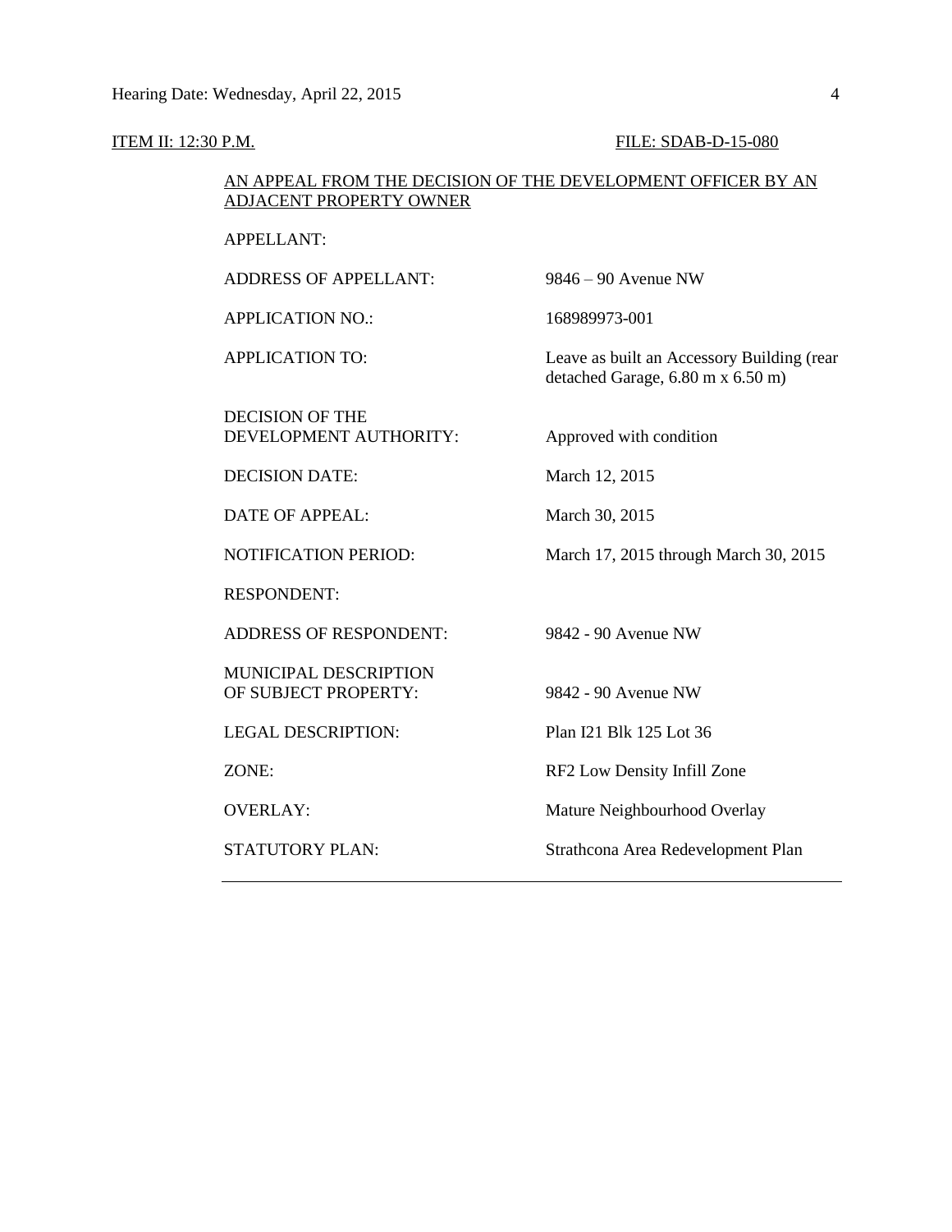ITEM II: 12:30 P.M. FILE: SDAB-D-15-080

AN APPEAL FROM THE DECISION OF THE DEVELOPMENT OFFICER BY AN ADJACENT PROPERTY OWNER

| | |
|---|---|
| APPELLANT: | |
| ADDRESS OF APPELLANT: | 9846 – 90 Avenue NW |
| APPLICATION NO.: | 168989973-001 |
| APPLICATION TO: | Leave as built an Accessory Building (rear detached Garage, 6.80 m x 6.50 m) |
| DECISION OF THE DEVELOPMENT AUTHORITY: | Approved with condition |
| DECISION DATE: | March 12, 2015 |
| DATE OF APPEAL: | March 30, 2015 |
| NOTIFICATION PERIOD: | March 17, 2015 through March 30, 2015 |
| RESPONDENT: | |
| ADDRESS OF RESPONDENT: | 9842 - 90 Avenue NW |
| MUNICIPAL DESCRIPTION OF SUBJECT PROPERTY: | 9842 - 90 Avenue NW |
| LEGAL DESCRIPTION: | Plan I21 Blk 125 Lot 36 |
| ZONE: | RF2 Low Density Infill Zone |
| OVERLAY: | Mature Neighbourhood Overlay |
| STATUTORY PLAN: | Strathcona Area Redevelopment Plan |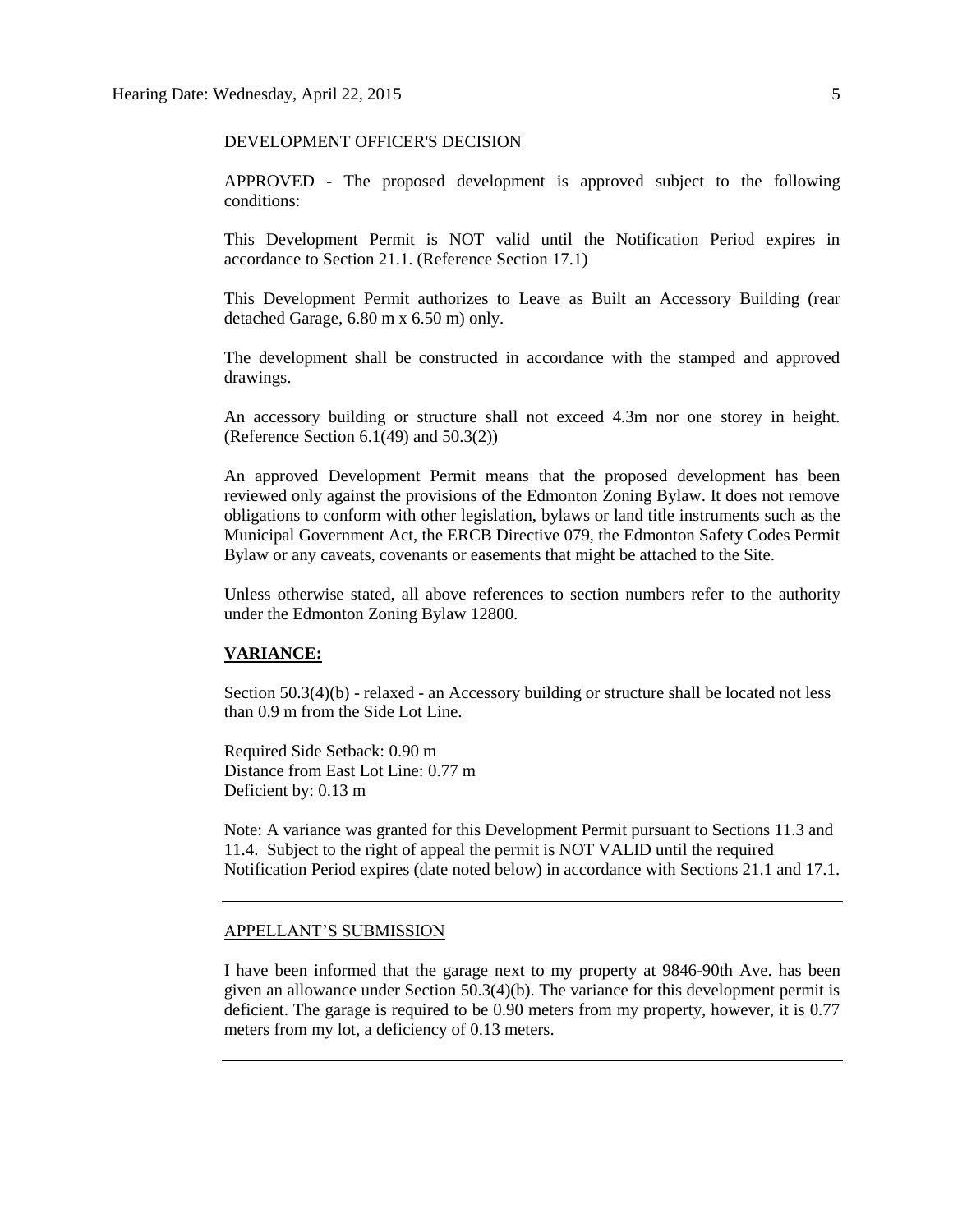DEVELOPMENT OFFICER'S DECISION

APPROVED - The proposed development is approved subject to the following conditions:

This Development Permit is NOT valid until the Notification Period expires in accordance to Section 21.1. (Reference Section 17.1)

This Development Permit authorizes to Leave as Built an Accessory Building (rear detached Garage, 6.80 m x 6.50 m) only.

The development shall be constructed in accordance with the stamped and approved drawings.

An accessory building or structure shall not exceed 4.3m nor one storey in height. (Reference Section 6.1(49) and 50.3(2))

An approved Development Permit means that the proposed development has been reviewed only against the provisions of the Edmonton Zoning Bylaw. It does not remove obligations to conform with other legislation, bylaws or land title instruments such as the Municipal Government Act, the ERCB Directive 079, the Edmonton Safety Codes Permit Bylaw or any caveats, covenants or easements that might be attached to the Site.

Unless otherwise stated, all above references to section numbers refer to the authority under the Edmonton Zoning Bylaw 12800.

**VARIANCE:**

Section 50.3(4)(b) - relaxed - an Accessory building or structure shall be located not less than 0.9 m from the Side Lot Line.

Required Side Setback: 0.90 m
Distance from East Lot Line: 0.77 m
Deficient by: 0.13 m

Note: A variance was granted for this Development Permit pursuant to Sections 11.3 and 11.4. Subject to the right of appeal the permit is NOT VALID until the required Notification Period expires (date noted below) in accordance with Sections 21.1 and 17.1.

---

APPELLANT'S SUBMISSION

I have been informed that the garage next to my property at 9846-90th Ave. has been given an allowance under Section 50.3(4)(b). The variance for this development permit is deficient. The garage is required to be 0.90 meters from my property, however, it is 0.77 meters from my lot, a deficiency of 0.13 meters.

---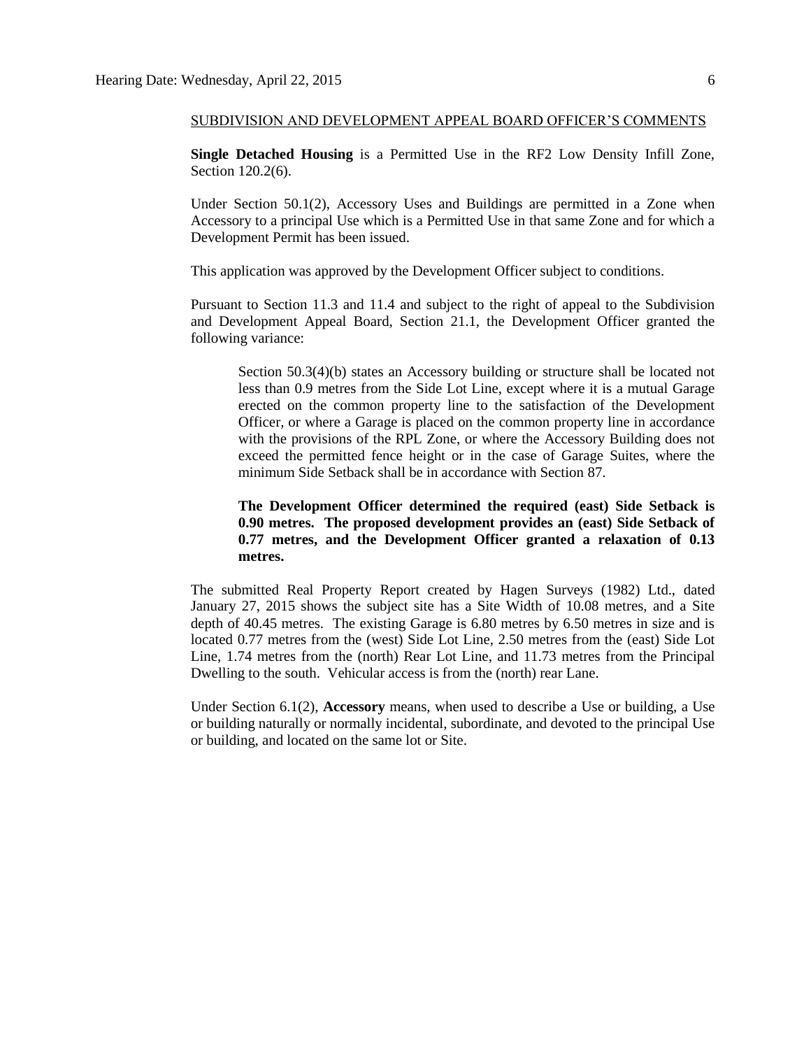SUBDIVISION AND DEVELOPMENT APPEAL BOARD OFFICER'S COMMENTS

**Single Detached Housing** is a Permitted Use in the RF2 Low Density Infill Zone, Section 120.2(6).

Under Section 50.1(2), Accessory Uses and Buildings are permitted in a Zone when Accessory to a principal Use which is a Permitted Use in that same Zone and for which a Development Permit has been issued.

This application was approved by the Development Officer subject to conditions.

Pursuant to Section 11.3 and 11.4 and subject to the right of appeal to the Subdivision and Development Appeal Board, Section 21.1, the Development Officer granted the following variance:

> Section 50.3(4)(b) states an Accessory building or structure shall be located not less than 0.9 metres from the Side Lot Line, except where it is a mutual Garage erected on the common property line to the satisfaction of the Development Officer, or where a Garage is placed on the common property line in accordance with the provisions of the RPL Zone, or where the Accessory Building does not exceed the permitted fence height or in the case of Garage Suites, where the minimum Side Setback shall be in accordance with Section 87.
>
> **The Development Officer determined the required (east) Side Setback is 0.90 metres. The proposed development provides an (east) Side Setback of 0.77 metres, and the Development Officer granted a relaxation of 0.13 metres.**

The submitted Real Property Report created by Hagen Surveys (1982) Ltd., dated January 27, 2015 shows the subject site has a Site Width of 10.08 metres, and a Site depth of 40.45 metres. The existing Garage is 6.80 metres by 6.50 metres in size and is located 0.77 metres from the (west) Side Lot Line, 2.50 metres from the (east) Side Lot Line, 1.74 metres from the (north) Rear Lot Line, and 11.73 metres from the Principal Dwelling to the south. Vehicular access is from the (north) rear Lane.

Under Section 6.1(2), **Accessory** means, when used to describe a Use or building, a Use or building naturally or normally incidental, subordinate, and devoted to the principal Use or building, and located on the same lot or Site.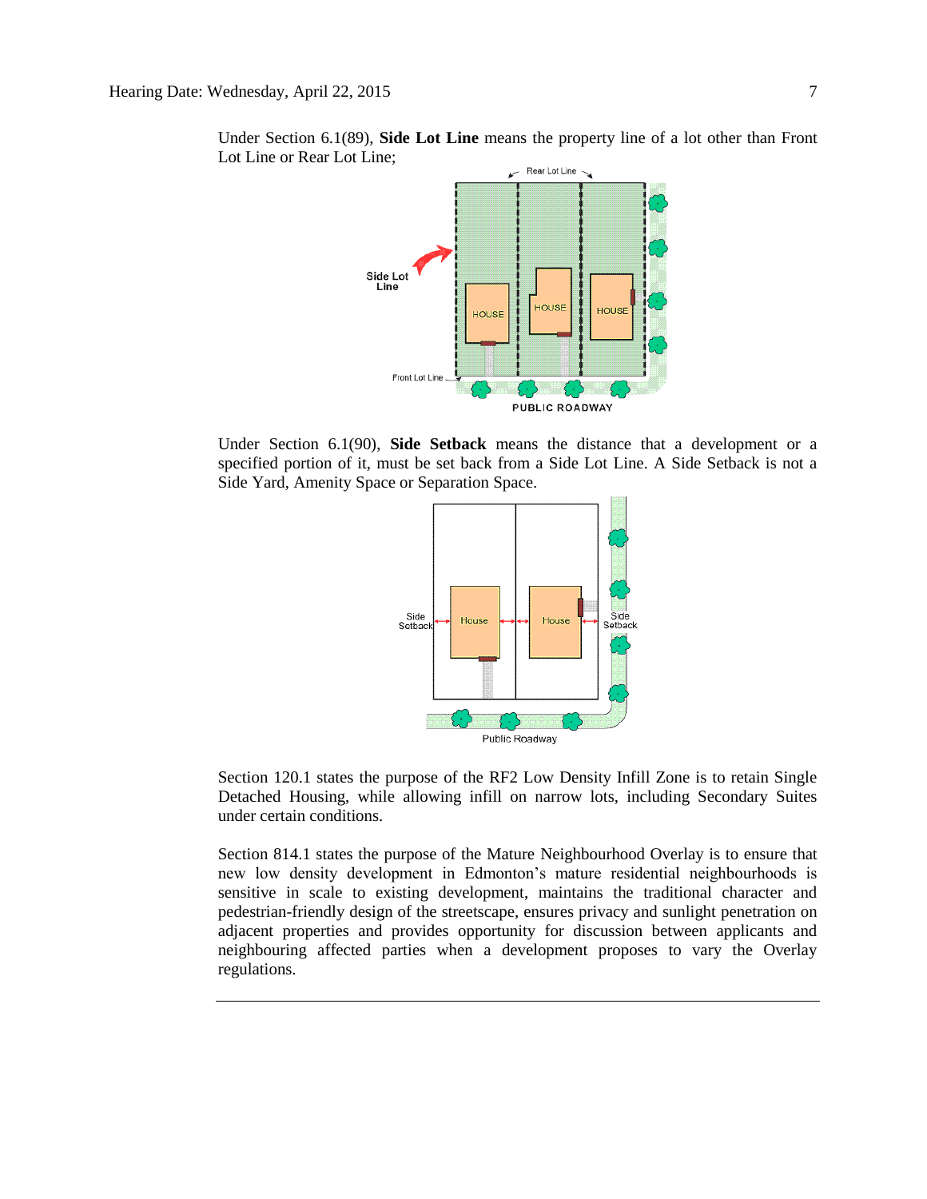Under Section 6.1(89), **Side Lot Line** means the property line of a lot other than Front Lot Line or Rear Lot Line;

Under Section 6.1(90), **Side Setback** means the distance that a development or a specified portion of it, must be set back from a Side Lot Line. A Side Setback is not a Side Yard, Amenity Space or Separation Space.

Section 120.1 states the purpose of the RF2 Low Density Infill Zone is to retain Single Detached Housing, while allowing infill on narrow lots, including Secondary Suites under certain conditions.

Section 814.1 states the purpose of the Mature Neighbourhood Overlay is to ensure that new low density development in Edmonton's mature residential neighbourhoods is sensitive in scale to existing development, maintains the traditional character and pedestrian-friendly design of the streetscape, ensures privacy and sunlight penetration on adjacent properties and provides opportunity for discussion between applicants and neighbouring affected parties when a development proposes to vary the Overlay regulations.

---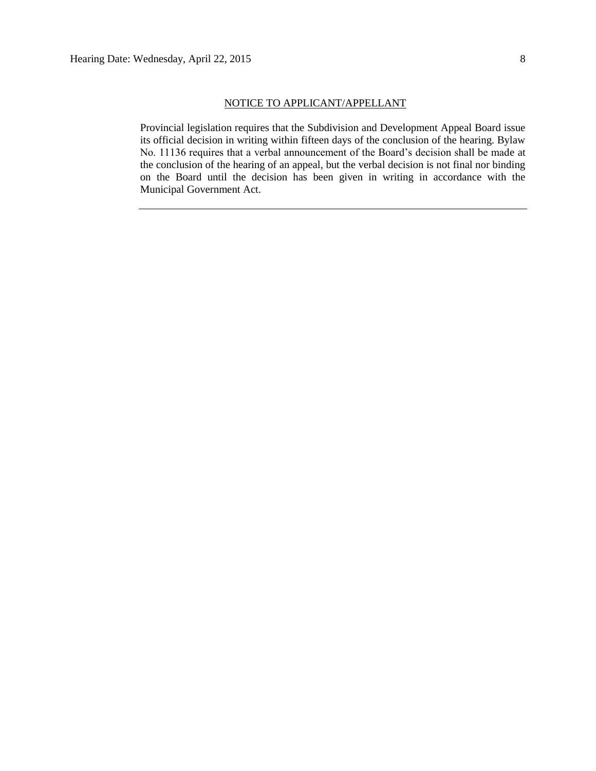## NOTICE TO APPLICANT/APPELLANT

Provincial legislation requires that the Subdivision and Development Appeal Board issue its official decision in writing within fifteen days of the conclusion of the hearing. Bylaw No. 11136 requires that a verbal announcement of the Board's decision shall be made at the conclusion of the hearing of an appeal, but the verbal decision is not final nor binding on the Board until the decision has been given in writing in accordance with the Municipal Government Act.

---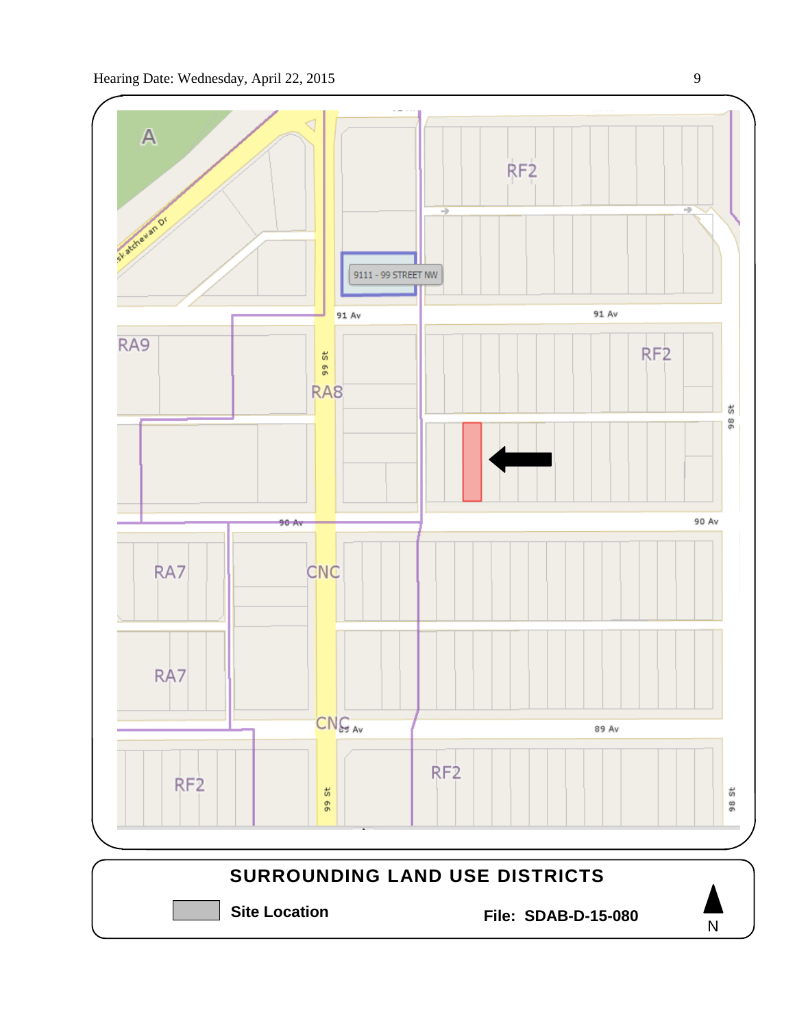A

Saskatchewan Dr

RF2

9111 - 99 STREET NW

91 Av

91 Av

RA9

RF2

99 St

RA8

98 St

90 Av

90 Av

RA7

CNC

RA7

CNC

89 Av

89 Av

RF2

RF2

99 St

98 St

**SURROUNDING LAND USE DISTRICTS**

**Site Location**

**File: SDAB-D-15-080**

N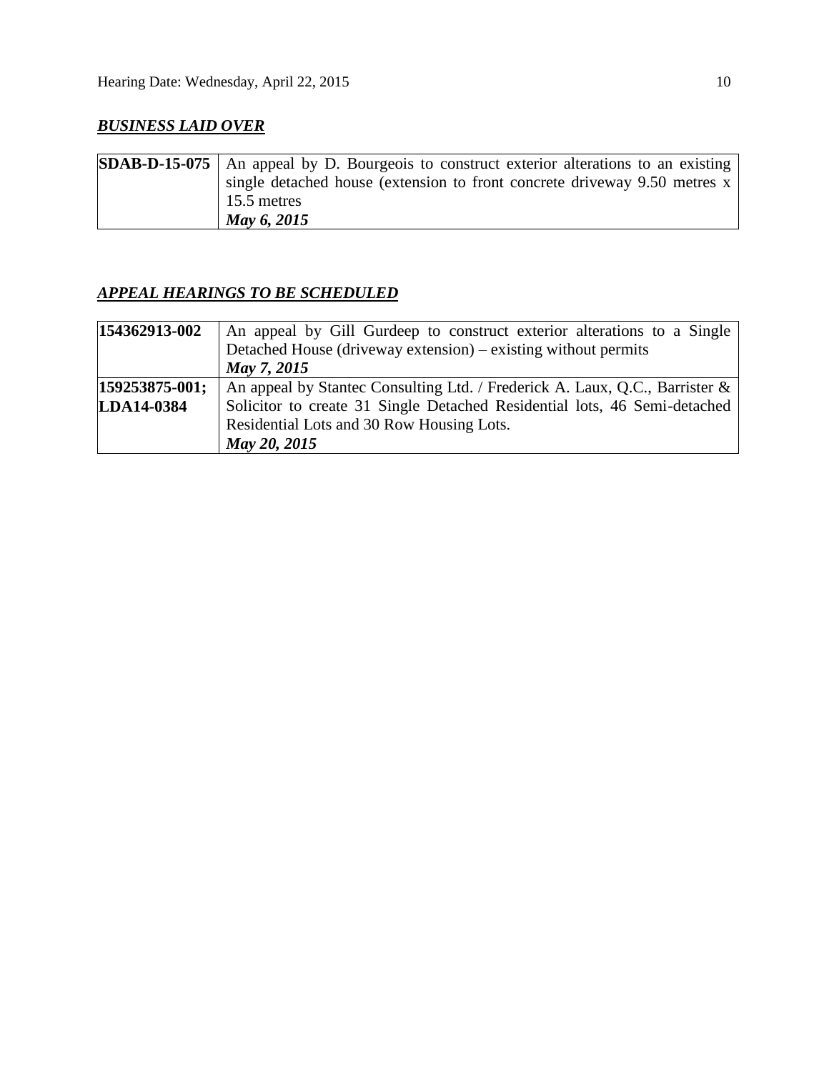## ***BUSINESS LAID OVER***

| | |
|---|---|
| **SDAB-D-15-075** | An appeal by D. Bourgeois to construct exterior alterations to an existing single detached house (extension to front concrete driveway 9.50 metres x 15.5 metres<br>***May 6, 2015*** |

## ***APPEAL HEARINGS TO BE SCHEDULED***

| | |
|---|---|
| **154362913-002** | An appeal by Gill Gurdeep to construct exterior alterations to a Single Detached House (driveway extension) – existing without permits<br>***May 7, 2015*** |
| **159253875-001; LDA14-0384** | An appeal by Stantec Consulting Ltd. / Frederick A. Laux, Q.C., Barrister & Solicitor to create 31 Single Detached Residential lots, 46 Semi-detached Residential Lots and 30 Row Housing Lots.<br>***May 20, 2015*** |